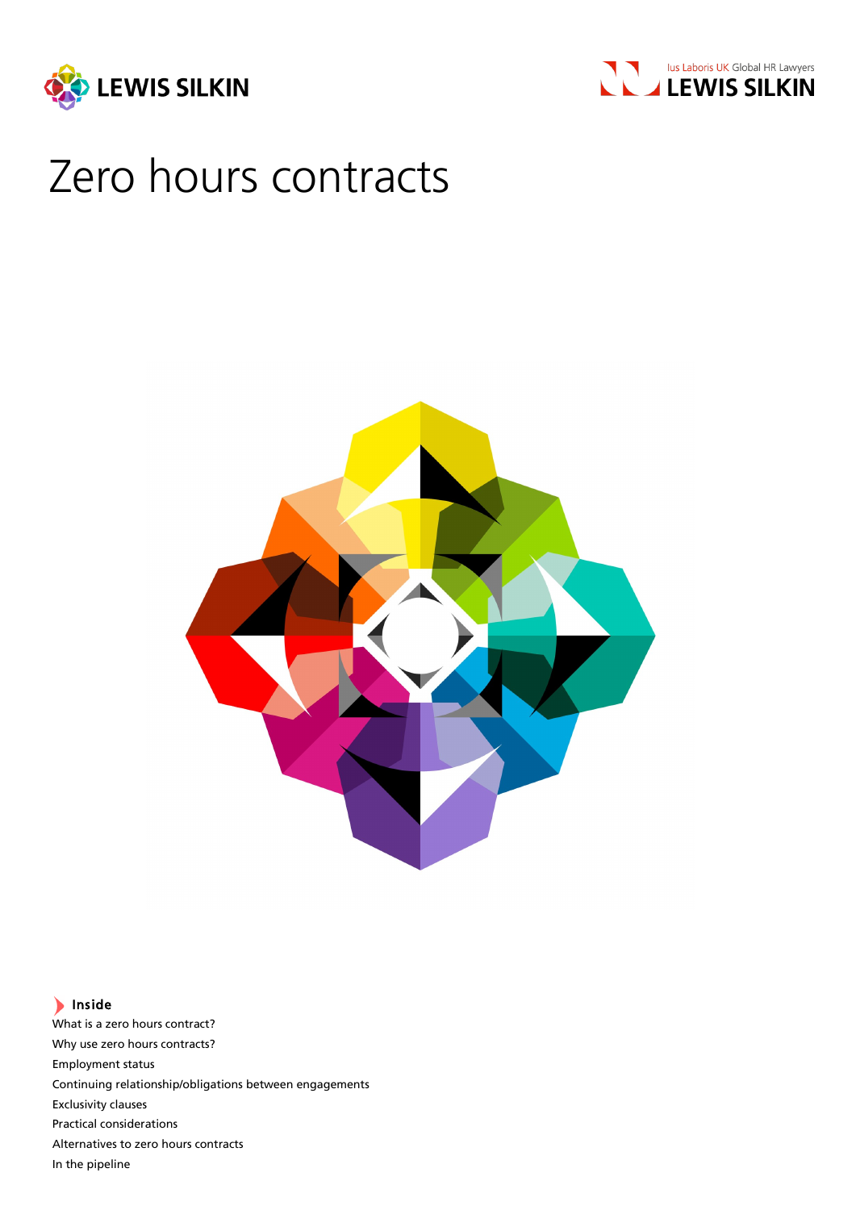LEWIS SILKIN

Ius Laboris UK Global HR Lawyers
LEWIS SILKIN

# Zero hours contracts

**Inside**

What is a zero hours contract?
Why use zero hours contracts?
Employment status
Continuing relationship/obligations between engagements
Exclusivity clauses
Practical considerations
Alternatives to zero hours contracts
In the pipeline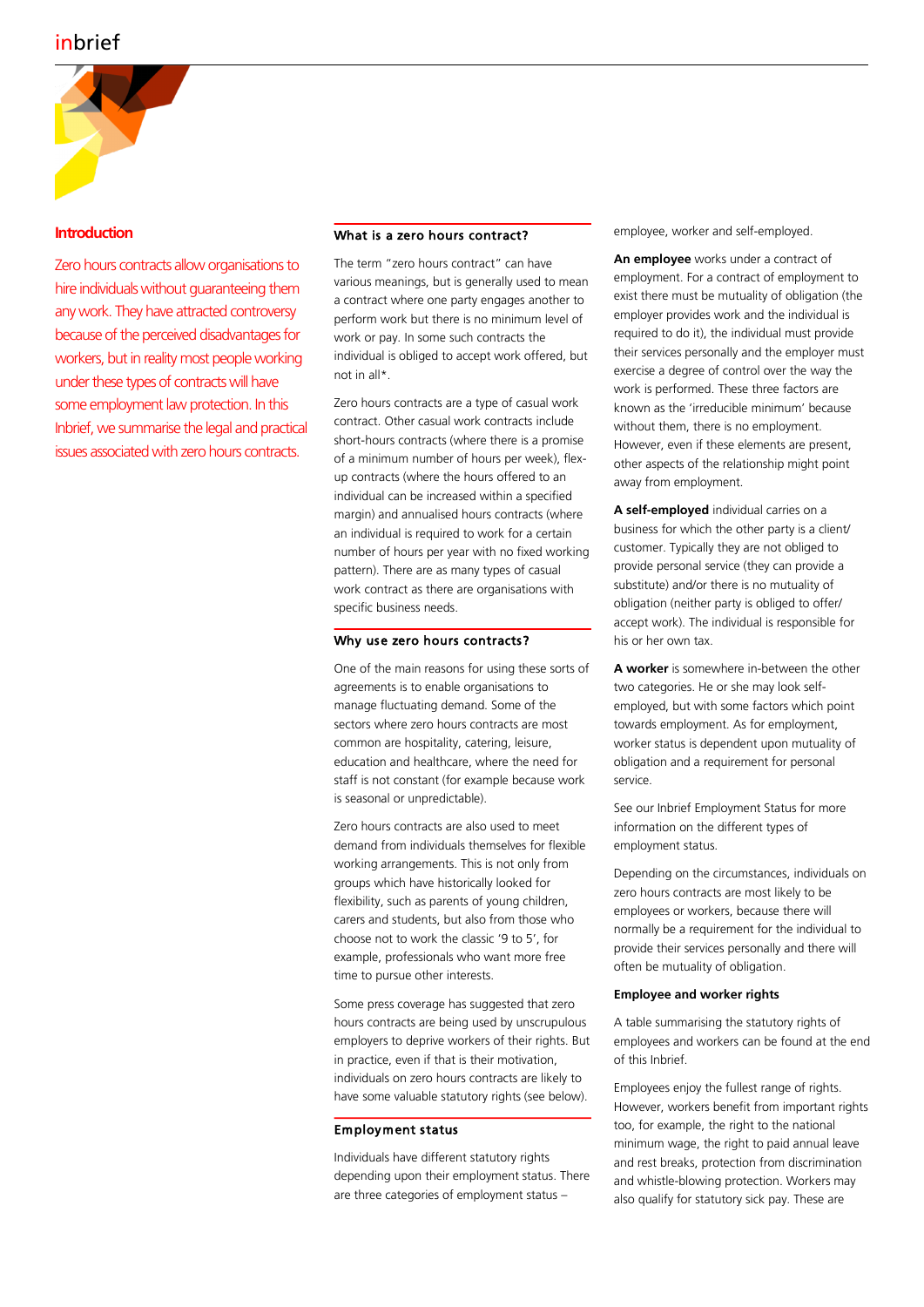## Introduction

Zero hours contracts allow organisations to hire individuals without guaranteeing them any work. They have attracted controversy because of the perceived disadvantages for workers, but in reality most people working under these types of contracts will have some employment law protection. In this Inbrief, we summarise the legal and practical issues associated with zero hours contracts.

## What is a zero hours contract?

The term "zero hours contract" can have various meanings, but is generally used to mean a contract where one party engages another to perform work but there is no minimum level of work or pay. In some such contracts the individual is obliged to accept work offered, but not in all*.

Zero hours contracts are a type of casual work contract. Other casual work contracts include short-hours contracts (where there is a promise of a minimum number of hours per week), flex-up contracts (where the hours offered to an individual can be increased within a specified margin) and annualised hours contracts (where an individual is required to work for a certain number of hours per year with no fixed working pattern). There are as many types of casual work contract as there are organisations with specific business needs.

## Why use zero hours contracts?

One of the main reasons for using these sorts of agreements is to enable organisations to manage fluctuating demand. Some of the sectors where zero hours contracts are most common are hospitality, catering, leisure, education and healthcare, where the need for staff is not constant (for example because work is seasonal or unpredictable).

Zero hours contracts are also used to meet demand from individuals themselves for flexible working arrangements. This is not only from groups which have historically looked for flexibility, such as parents of young children, carers and students, but also from those who choose not to work the classic '9 to 5', for example, professionals who want more free time to pursue other interests.

Some press coverage has suggested that zero hours contracts are being used by unscrupulous employers to deprive workers of their rights. But in practice, even if that is their motivation, individuals on zero hours contracts are likely to have some valuable statutory rights (see below).

## Employment status

Individuals have different statutory rights depending upon their employment status. There are three categories of employment status – employee, worker and self-employed.

**An employee** works under a contract of employment. For a contract of employment to exist there must be mutuality of obligation (the employer provides work and the individual is required to do it), the individual must provide their services personally and the employer must exercise a degree of control over the way the work is performed. These three factors are known as the 'irreducible minimum' because without them, there is no employment. However, even if these elements are present, other aspects of the relationship might point away from employment.

**A self-employed** individual carries on a business for which the other party is a client/customer. Typically they are not obliged to provide personal service (they can provide a substitute) and/or there is no mutuality of obligation (neither party is obliged to offer/accept work). The individual is responsible for his or her own tax.

**A worker** is somewhere in-between the other two categories. He or she may look self-employed, but with some factors which point towards employment. As for employment, worker status is dependent upon mutuality of obligation and a requirement for personal service.

See our Inbrief Employment Status for more information on the different types of employment status.

Depending on the circumstances, individuals on zero hours contracts are most likely to be employees or workers, because there will normally be a requirement for the individual to provide their services personally and there will often be mutuality of obligation.

### Employee and worker rights

A table summarising the statutory rights of employees and workers can be found at the end of this Inbrief.

Employees enjoy the fullest range of rights. However, workers benefit from important rights too, for example, the right to the national minimum wage, the right to paid annual leave and rest breaks, protection from discrimination and whistle-blowing protection. Workers may also qualify for statutory sick pay. These are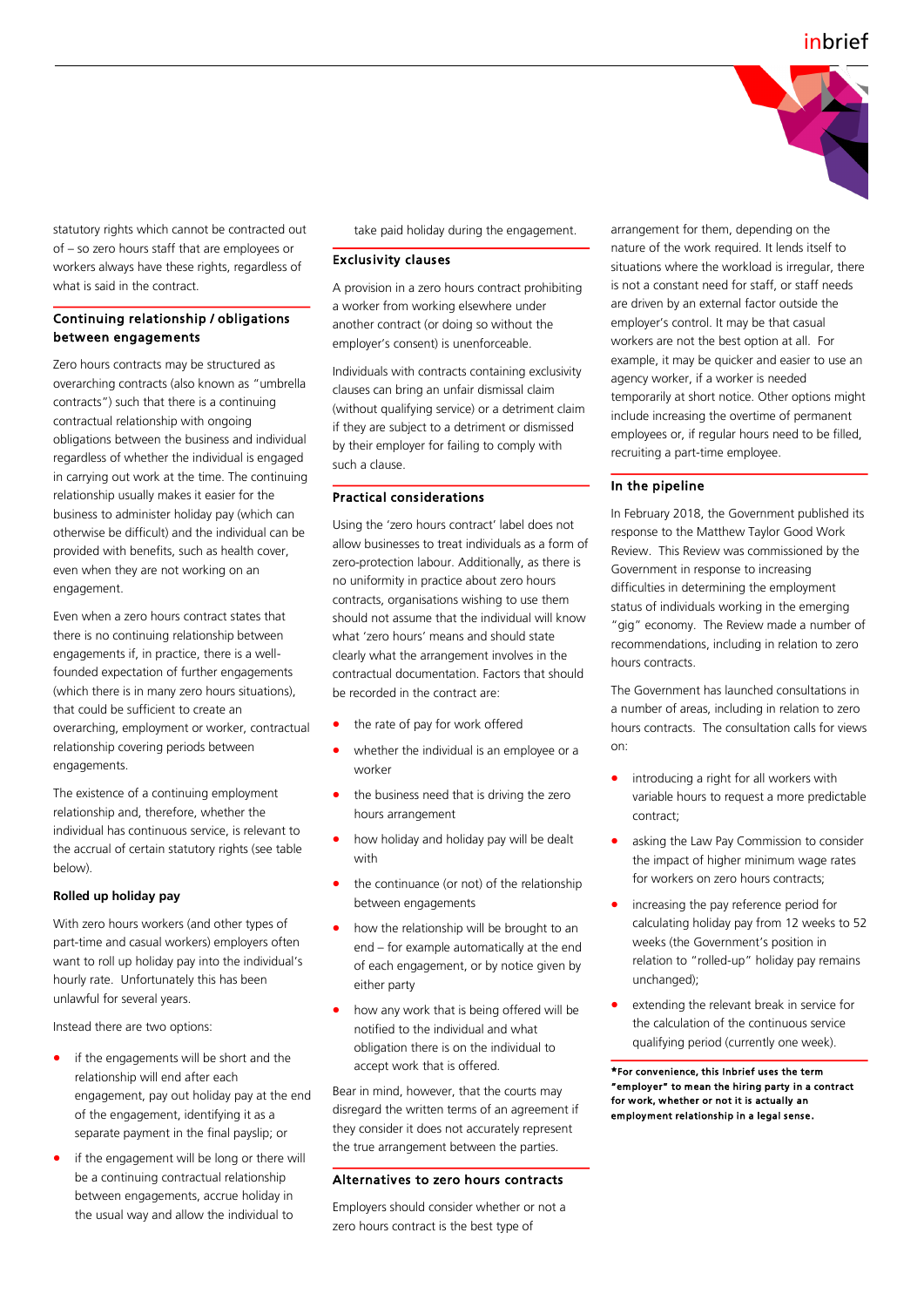statutory rights which cannot be contracted out of – so zero hours staff that are employees or workers always have these rights, regardless of what is said in the contract.

## Continuing relationship / obligations between engagements

Zero hours contracts may be structured as overarching contracts (also known as "umbrella contracts") such that there is a continuing contractual relationship with ongoing obligations between the business and individual regardless of whether the individual is engaged in carrying out work at the time. The continuing relationship usually makes it easier for the business to administer holiday pay (which can otherwise be difficult) and the individual can be provided with benefits, such as health cover, even when they are not working on an engagement.

Even when a zero hours contract states that there is no continuing relationship between engagements if, in practice, there is a well-founded expectation of further engagements (which there is in many zero hours situations), that could be sufficient to create an overarching, employment or worker, contractual relationship covering periods between engagements.

The existence of a continuing employment relationship and, therefore, whether the individual has continuous service, is relevant to the accrual of certain statutory rights (see table below).

**Rolled up holiday pay**

With zero hours workers (and other types of part-time and casual workers) employers often want to roll up holiday pay into the individual's hourly rate. Unfortunately this has been unlawful for several years.

Instead there are two options:

- if the engagements will be short and the relationship will end after each engagement, pay out holiday pay at the end of the engagement, identifying it as a separate payment in the final payslip; or
- if the engagement will be long or there will be a continuing contractual relationship between engagements, accrue holiday in the usual way and allow the individual to take paid holiday during the engagement.

## Exclusivity clauses

A provision in a zero hours contract prohibiting a worker from working elsewhere under another contract (or doing so without the employer's consent) is unenforceable.

Individuals with contracts containing exclusivity clauses can bring an unfair dismissal claim (without qualifying service) or a detriment claim if they are subject to a detriment or dismissed by their employer for failing to comply with such a clause.

## Practical considerations

Using the 'zero hours contract' label does not allow businesses to treat individuals as a form of zero-protection labour. Additionally, as there is no uniformity in practice about zero hours contracts, organisations wishing to use them should not assume that the individual will know what 'zero hours' means and should state clearly what the arrangement involves in the contractual documentation. Factors that should be recorded in the contract are:

- the rate of pay for work offered
- whether the individual is an employee or a worker
- the business need that is driving the zero hours arrangement
- how holiday and holiday pay will be dealt with
- the continuance (or not) of the relationship between engagements
- how the relationship will be brought to an end – for example automatically at the end of each engagement, or by notice given by either party
- how any work that is being offered will be notified to the individual and what obligation there is on the individual to accept work that is offered.

Bear in mind, however, that the courts may disregard the written terms of an agreement if they consider it does not accurately represent the true arrangement between the parties.

## Alternatives to zero hours contracts

Employers should consider whether or not a zero hours contract is the best type of arrangement for them, depending on the nature of the work required. It lends itself to situations where the workload is irregular, there is not a constant need for staff, or staff needs are driven by an external factor outside the employer's control. It may be that casual workers are not the best option at all. For example, it may be quicker and easier to use an agency worker, if a worker is needed temporarily at short notice. Other options might include increasing the overtime of permanent employees or, if regular hours need to be filled, recruiting a part-time employee.

## In the pipeline

In February 2018, the Government published its response to the Matthew Taylor Good Work Review. This Review was commissioned by the Government in response to increasing difficulties in determining the employment status of individuals working in the emerging "gig" economy. The Review made a number of recommendations, including in relation to zero hours contracts.

The Government has launched consultations in a number of areas, including in relation to zero hours contracts. The consultation calls for views on:

- introducing a right for all workers with variable hours to request a more predictable contract;
- asking the Law Pay Commission to consider the impact of higher minimum wage rates for workers on zero hours contracts;
- increasing the pay reference period for calculating holiday pay from 12 weeks to 52 weeks (the Government's position in relation to "rolled-up" holiday pay remains unchanged);
- extending the relevant break in service for the calculation of the continuous service qualifying period (currently one week).

**\*For convenience, this Inbrief uses the term "employer" to mean the hiring party in a contract for work, whether or not it is actually an employment relationship in a legal sense.**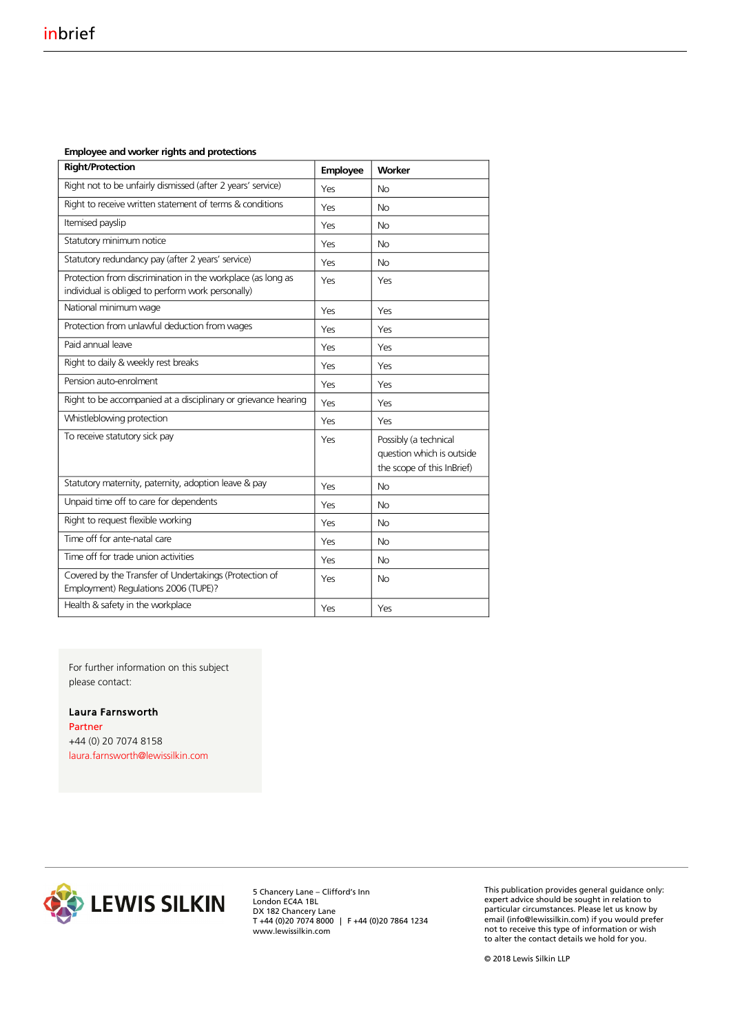**Employee and worker rights and protections**

| Right/Protection | Employee | Worker |
|---|---|---|
| Right not to be unfairly dismissed (after 2 years' service) | Yes | No |
| Right to receive written statement of terms & conditions | Yes | No |
| Itemised payslip | Yes | No |
| Statutory minimum notice | Yes | No |
| Statutory redundancy pay (after 2 years' service) | Yes | No |
| Protection from discrimination in the workplace (as long as individual is obliged to perform work personally) | Yes | Yes |
| National minimum wage | Yes | Yes |
| Protection from unlawful deduction from wages | Yes | Yes |
| Paid annual leave | Yes | Yes |
| Right to daily & weekly rest breaks | Yes | Yes |
| Pension auto-enrolment | Yes | Yes |
| Right to be accompanied at a disciplinary or grievance hearing | Yes | Yes |
| Whistleblowing protection | Yes | Yes |
| To receive statutory sick pay | Yes | Possibly (a technical question which is outside the scope of this InBrief) |
| Statutory maternity, paternity, adoption leave & pay | Yes | No |
| Unpaid time off to care for dependents | Yes | No |
| Right to request flexible working | Yes | No |
| Time off for ante-natal care | Yes | No |
| Time off for trade union activities | Yes | No |
| Covered by the Transfer of Undertakings (Protection of Employment) Regulations 2006 (TUPE)? | Yes | No |
| Health & safety in the workplace | Yes | Yes |

For further information on this subject please contact:

**Laura Farnsworth**
Partner
+44 (0) 20 7074 8158
laura.farnsworth@lewissilkin.com

LEWIS SILKIN

5 Chancery Lane – Clifford's Inn
London EC4A 1BL
DX 182 Chancery Lane
T +44 (0)20 7074 8000 | F +44 (0)20 7864 1234
www.lewissilkin.com

This publication provides general guidance only: expert advice should be sought in relation to particular circumstances. Please let us know by email (info@lewissilkin.com) if you would prefer not to receive this type of information or wish to alter the contact details we hold for you.

© 2018 Lewis Silkin LLP